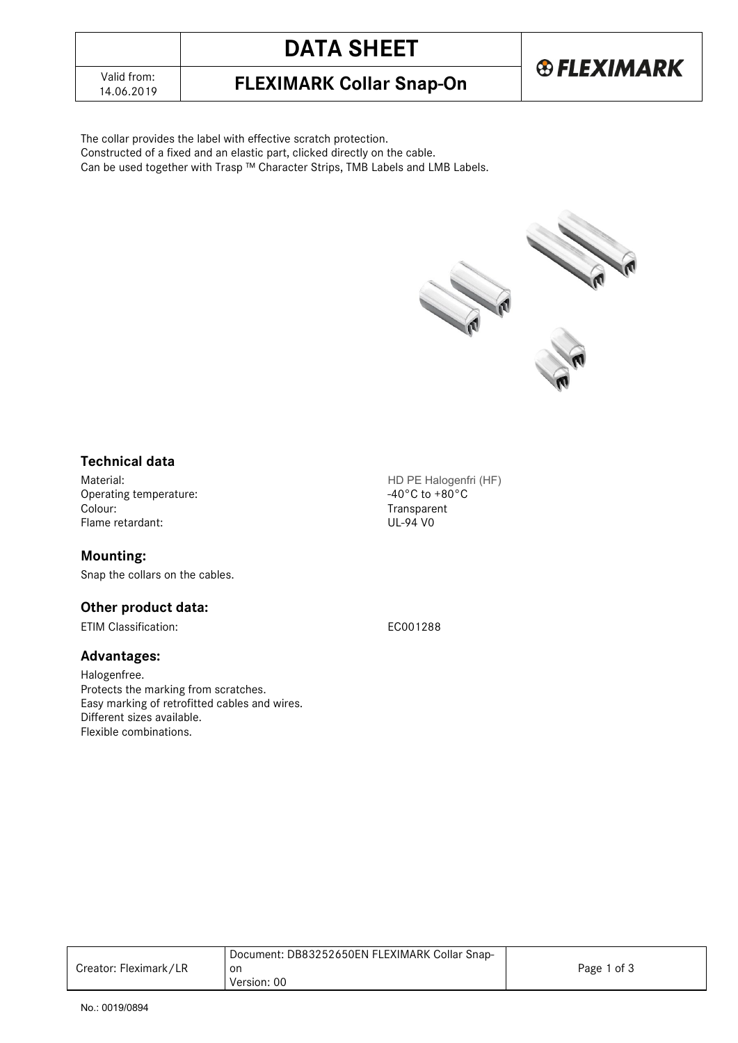# DATA SHEET

## FLEXIMARK Collar Snap-On

Valid from: 14.06.2019

The collar provides the label with effective scratch protection.
Constructed of a fixed and an elastic part, clicked directly on the cable.
Can be used together with Trasp ™ Character Strips, TMB Labels and LMB Labels.

### Technical data

| | |
|---|---|
| Material: | HD PE Halogenfri (HF) |
| Operating temperature: | -40°C to +80°C |
| Colour: | Transparent |
| Flame retardant: | UL-94 V0 |

### Mounting:

Snap the collars on the cables.

### Other product data:

| | |
|---|---|
| ETIM Classification: | EC001288 |

### Advantages:

Halogenfree.
Protects the marking from scratches.
Easy marking of retrofitted cables and wires.
Different sizes available.
Flexible combinations.

Creator: Fleximark/LR | Document: DB83252650EN FLEXIMARK Collar Snap-on Version: 00

No.: 0019/0894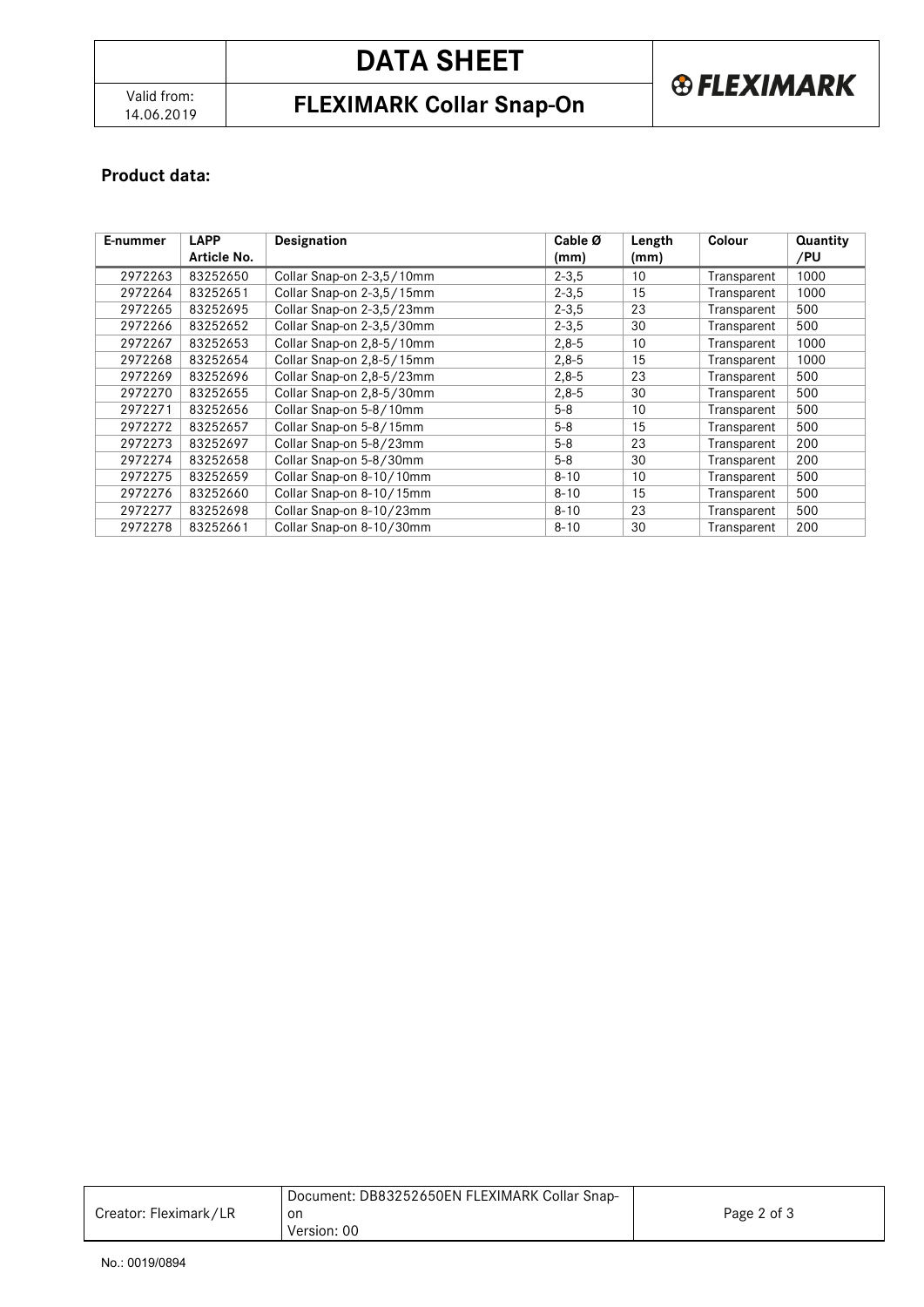## Product data:

| E-nummer | LAPP Article No. | Designation | Cable Ø (mm) | Length (mm) | Colour | Quantity /PU |
|---|---|---|---|---|---|---|
| 2972263 | 83252650 | Collar Snap-on 2-3,5/10mm | 2-3,5 | 10 | Transparent | 1000 |
| 2972264 | 83252651 | Collar Snap-on 2-3,5/15mm | 2-3,5 | 15 | Transparent | 1000 |
| 2972265 | 83252695 | Collar Snap-on 2-3,5/23mm | 2-3,5 | 23 | Transparent | 500 |
| 2972266 | 83252652 | Collar Snap-on 2-3,5/30mm | 2-3,5 | 30 | Transparent | 500 |
| 2972267 | 83252653 | Collar Snap-on 2,8-5/10mm | 2,8-5 | 10 | Transparent | 1000 |
| 2972268 | 83252654 | Collar Snap-on 2,8-5/15mm | 2,8-5 | 15 | Transparent | 1000 |
| 2972269 | 83252696 | Collar Snap-on 2,8-5/23mm | 2,8-5 | 23 | Transparent | 500 |
| 2972270 | 83252655 | Collar Snap-on 2,8-5/30mm | 2,8-5 | 30 | Transparent | 500 |
| 2972271 | 83252656 | Collar Snap-on 5-8/10mm | 5-8 | 10 | Transparent | 500 |
| 2972272 | 83252657 | Collar Snap-on 5-8/15mm | 5-8 | 15 | Transparent | 500 |
| 2972273 | 83252697 | Collar Snap-on 5-8/23mm | 5-8 | 23 | Transparent | 200 |
| 2972274 | 83252658 | Collar Snap-on 5-8/30mm | 5-8 | 30 | Transparent | 200 |
| 2972275 | 83252659 | Collar Snap-on 8-10/10mm | 8-10 | 10 | Transparent | 500 |
| 2972276 | 83252660 | Collar Snap-on 8-10/15mm | 8-10 | 15 | Transparent | 500 |
| 2972277 | 83252698 | Collar Snap-on 8-10/23mm | 8-10 | 23 | Transparent | 500 |
| 2972278 | 83252661 | Collar Snap-on 8-10/30mm | 8-10 | 30 | Transparent | 200 |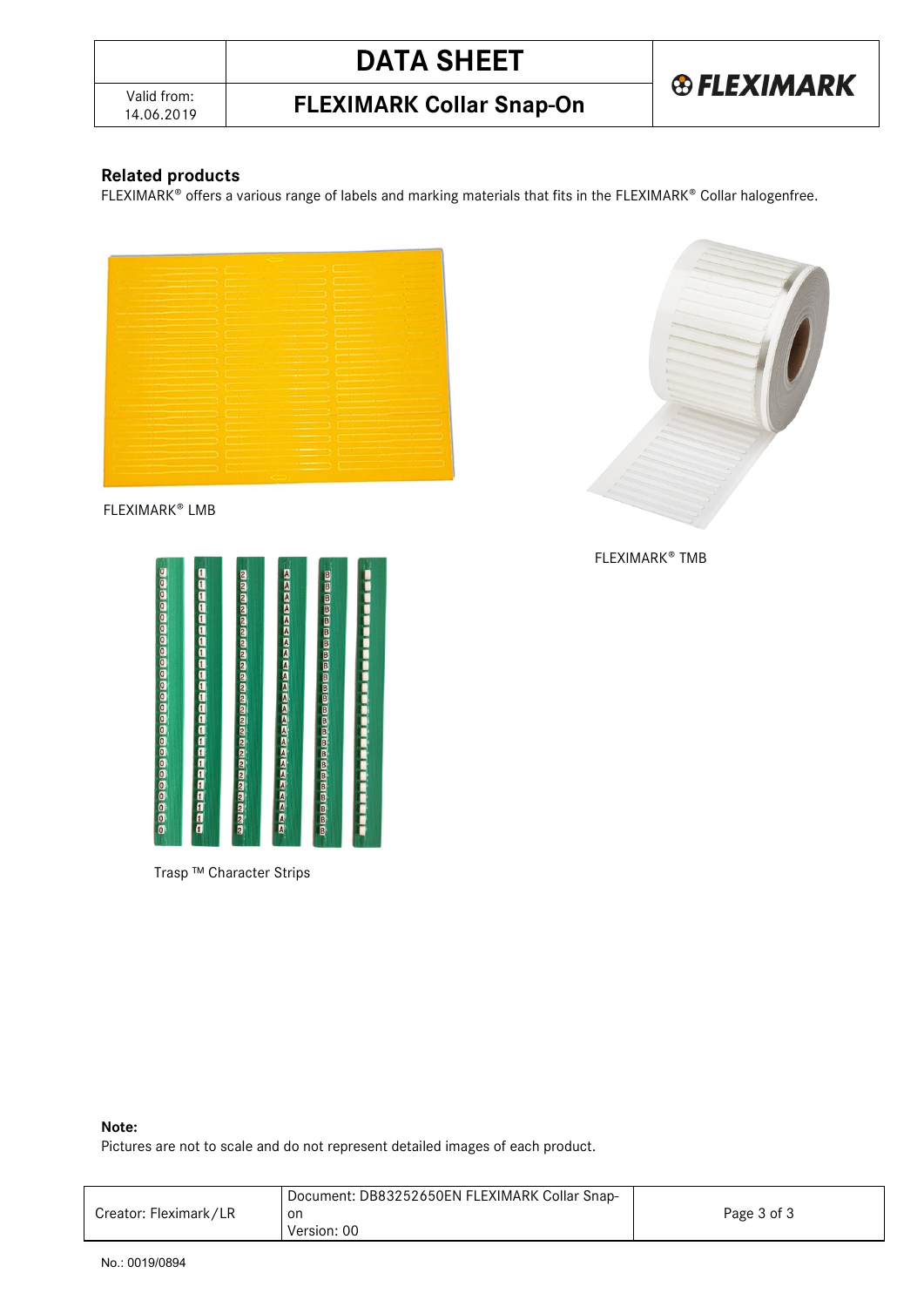## Related products

FLEXIMARK® offers a various range of labels and marking materials that fits in the FLEXIMARK® Collar halogenfree.

FLEXIMARK® LMB

FLEXIMARK® TMB

Trasp ™ Character Strips

**Note:**
Pictures are not to scale and do not represent detailed images of each product.

| | | |
|---|---|---|
| Creator: Fleximark/LR | Document: DB83252650EN FLEXIMARK Collar Snap-on Version: 00 | |

No.: 0019/0894